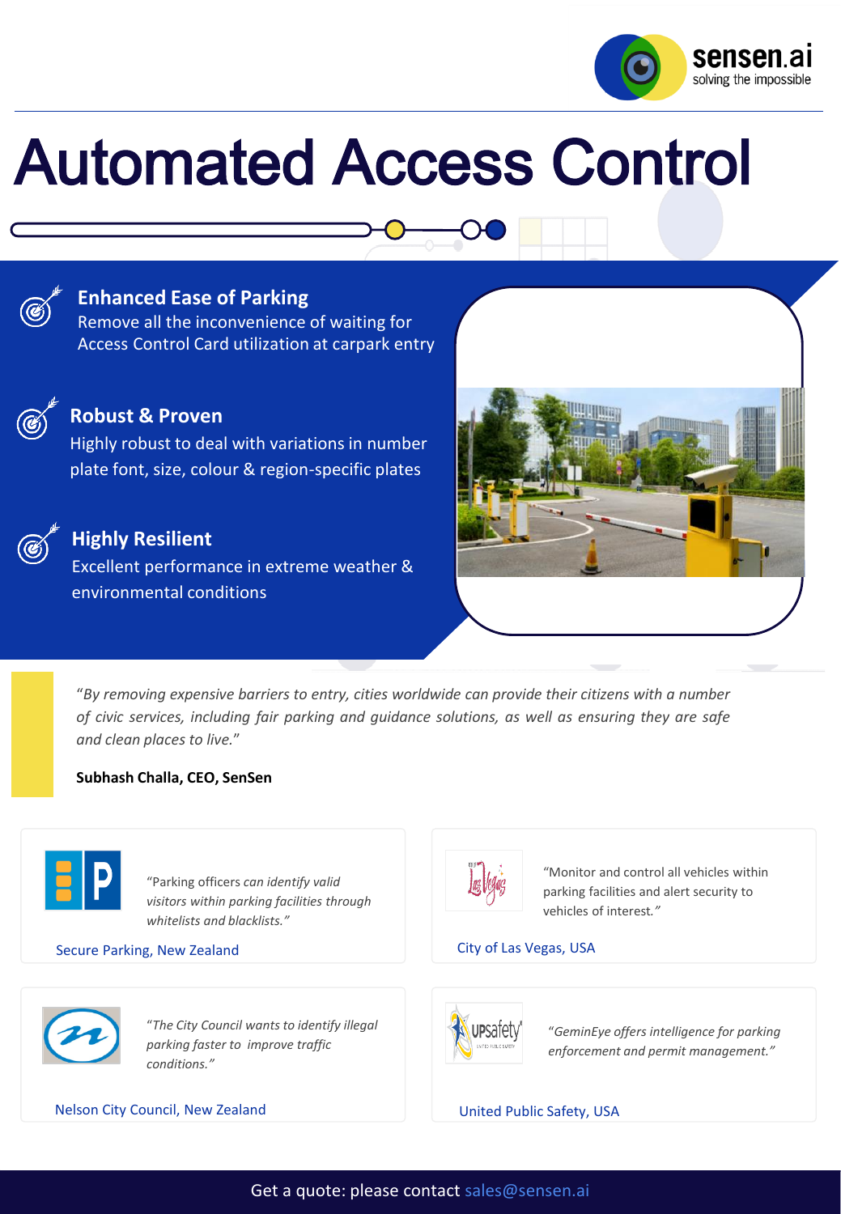sensen.ai
solving the impossible

# Automated Access Control

### Enhanced Ease of Parking

Remove all the inconvenience of waiting for Access Control Card utilization at carpark entry

### Robust & Proven

Highly robust to deal with variations in number plate font, size, colour & region-specific plates

### Highly Resilient

Excellent performance in extreme weather & environmental conditions

*"By removing expensive barriers to entry, cities worldwide can provide their citizens with a number of civic services, including fair parking and guidance solutions, as well as ensuring they are safe and clean places to live."*

**Subhash Challa, CEO, SenSen**

"Parking officers *can identify valid visitors within parking facilities through whitelists and blacklists."*

Secure Parking, New Zealand

"Monitor and control all vehicles within parking facilities and alert security to vehicles of interest*."*

City of Las Vegas, USA

*"The City Council wants to identify illegal parking faster to improve traffic conditions."*

Nelson City Council, New Zealand

*"GeminEye offers intelligence for parking enforcement and permit management."*

United Public Safety, USA

Get a quote: please contact sales@sensen.ai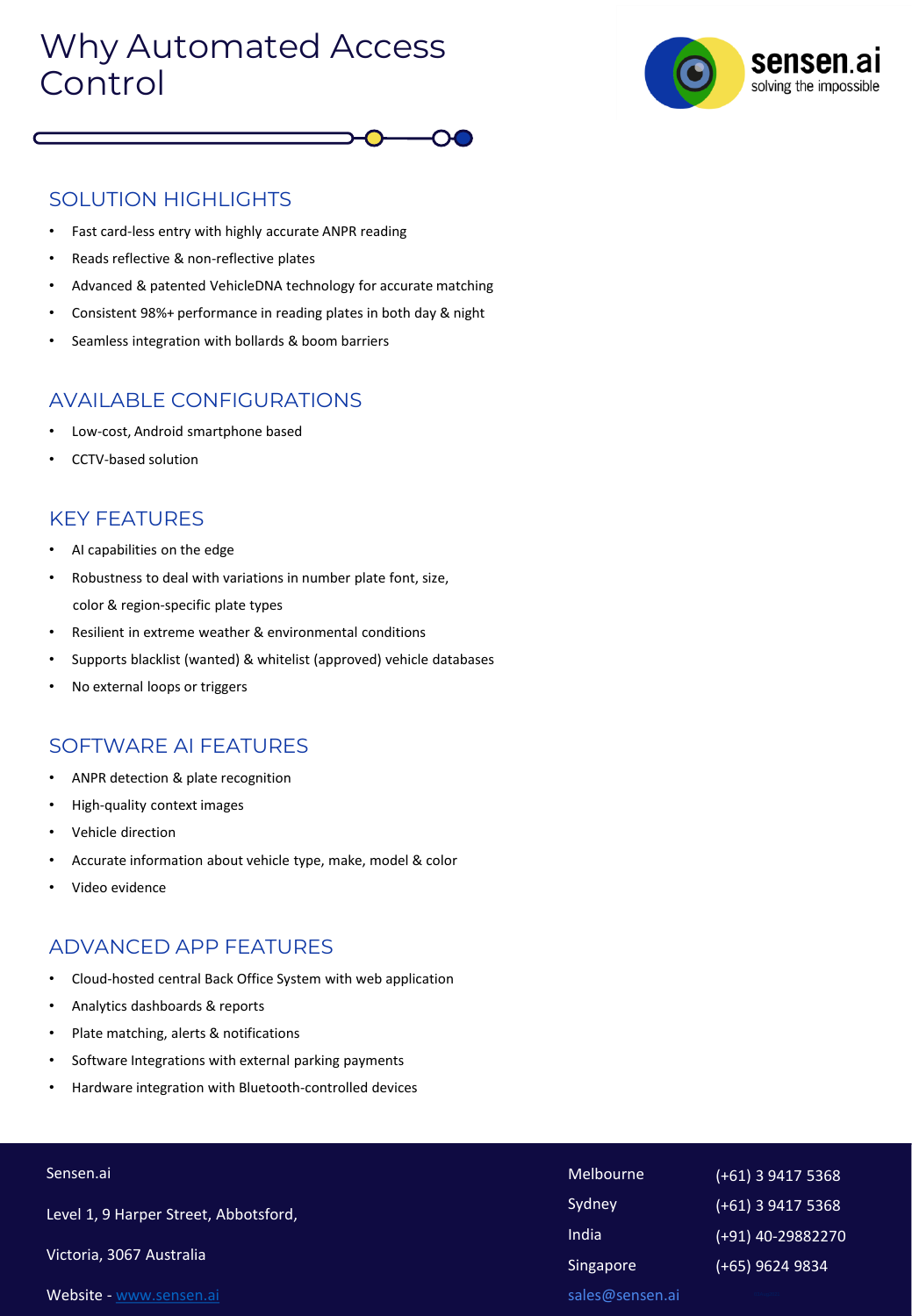# Why Automated Access Control

sensen.ai
solving the impossible

## SOLUTION HIGHLIGHTS

- Fast card-less entry with highly accurate ANPR reading
- Reads reflective & non-reflective plates
- Advanced & patented VehicleDNA technology for accurate matching
- Consistent 98%+ performance in reading plates in both day & night
- Seamless integration with bollards & boom barriers

## AVAILABLE CONFIGURATIONS

- Low-cost, Android smartphone based
- CCTV-based solution

## KEY FEATURES

- AI capabilities on the edge
- Robustness to deal with variations in number plate font, size, color & region-specific plate types
- Resilient in extreme weather & environmental conditions
- Supports blacklist (wanted) & whitelist (approved) vehicle databases
- No external loops or triggers

## SOFTWARE AI FEATURES

- ANPR detection & plate recognition
- High-quality context images
- Vehicle direction
- Accurate information about vehicle type, make, model & color
- Video evidence

## ADVANCED APP FEATURES

- Cloud-hosted central Back Office System with web application
- Analytics dashboards & reports
- Plate matching, alerts & notifications
- Software Integrations with external parking payments
- Hardware integration with Bluetooth-controlled devices

Sensen.ai

Level 1, 9 Harper Street, Abbotsford,

Victoria, 3067 Australia

Website - www.sensen.ai

| | |
|---|---|
| Melbourne | (+61) 3 9417 5368 |
| Sydney | (+61) 3 9417 5368 |
| India | (+91) 40-29882270 |
| Singapore | (+65) 9624 9834 |

sales@sensen.ai